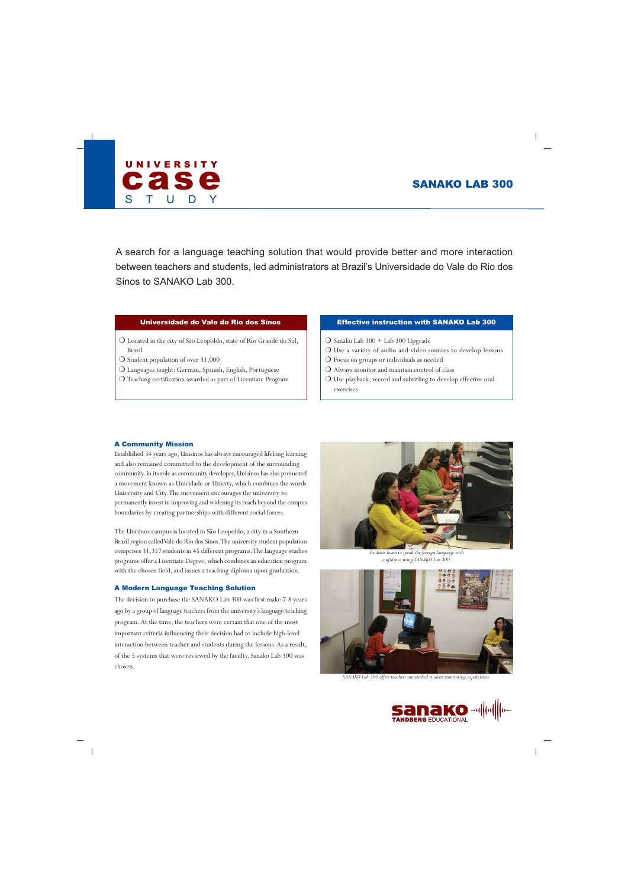# UNIVERSITY case STUDY

## SANAKO LAB 300

A search for a language teaching solution that would provide better and more interaction between teachers and students, led administrators at Brazil's Universidade do Vale do Rio dos Sinos to SANAKO Lab 300.

### Universidade do Vale do Rio dos Sinos

- Located in the city of São Leopoldo, state of Rio Grande do Sul, Brazil
- Student population of over 31,000
- Languages taught: German, Spanish, English, Portuguese
- Teaching certification awarded as part of Licentiate Program

### Effective instruction with SANAKO Lab 300

- Sanako Lab 300 + Lab 300 Upgrade
- Use a variety of audio and video sources to develop lessons
- Focus on groups or individuals as needed
- Always monitor and maintain control of class
- Use playback, record and subtitling to develop effective oral exercises

### A Community Mission

Established 34 years ago, Unisinos has always encouraged lifelong learning and also remained committed to the development of the surrounding community. In its role as community developer, Unisinos has also promoted a movement known as Unicidade or Unicity, which combines the words University and City. The movement encourages the university to permanently invest in improving and widening its reach beyond the campus boundaries by creating partnerships with different social forces.

The Unisinos campus is located in São Leopoldo, a city in a Southern Brazil region called Vale do Rio dos Sinos. The university student population comprises 31,357 students in 45 different programs. The language studies programs offer a Licentiate Degree, which combines an education program with the chosen field, and issues a teaching diploma upon graduation.

### A Modern Language Teaching Solution

The decision to purchase the SANAKO Lab 300 was first make 7-8 years ago by a group of language teachers from the university's language teaching program. At the time, the teachers were certain that one of the most important criteria influencing their decision had to include high-level interaction between teacher and students during the lessons. As a result, of the 5 systems that were reviewed by the faculty, Sanako Lab 300 was chosen.

*Students learn to speak the foreign language with confidence using SANAKO Lab 300.*

*SANAKO Lab 300 offers teachers unmatched student monitoring capabilities.*

sanako TANDBERG EDUCATIONAL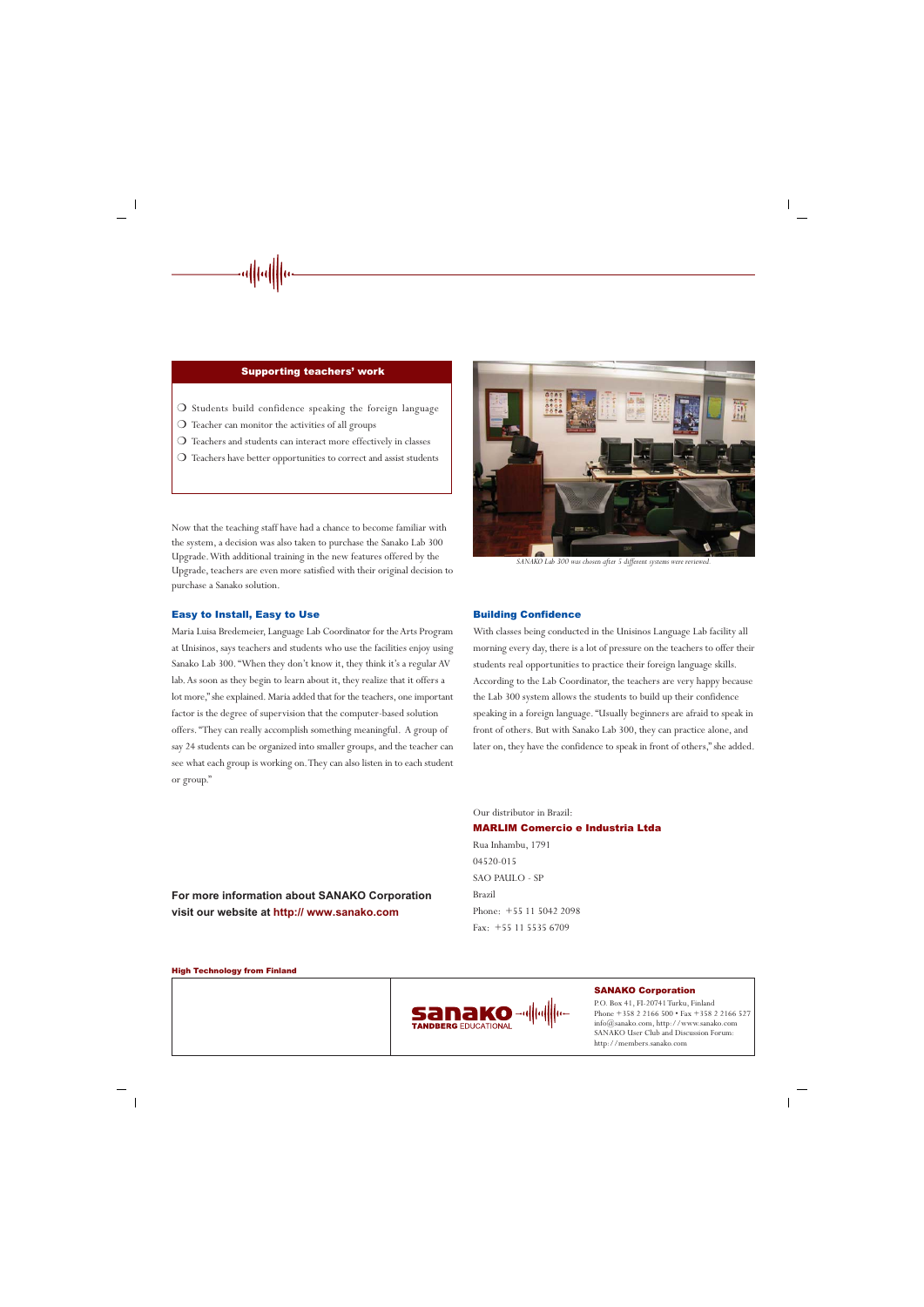## Supporting teachers' work

- Students build confidence speaking the foreign language
- Teacher can monitor the activities of all groups
- Teachers and students can interact more effectively in classes
- Teachers have better opportunities to correct and assist students

*SANAKO Lab 300 was chosen after 5 different systems were reviewed.*

Now that the teaching staff have had a chance to become familiar with the system, a decision was also taken to purchase the Sanako Lab 300 Upgrade. With additional training in the new features offered by the Upgrade, teachers are even more satisfied with their original decision to purchase a Sanako solution.

### Easy to Install, Easy to Use

Maria Luisa Bredemeier, Language Lab Coordinator for the Arts Program at Unisinos, says teachers and students who use the facilities enjoy using Sanako Lab 300. "When they don't know it, they think it's a regular AV lab. As soon as they begin to learn about it, they realize that it offers a lot more," she explained. Maria added that for the teachers, one important factor is the degree of supervision that the computer-based solution offers. "They can really accomplish something meaningful. A group of say 24 students can be organized into smaller groups, and the teacher can see what each group is working on. They can also listen in to each student or group."

### Building Confidence

With classes being conducted in the Unisinos Language Lab facility all morning every day, there is a lot of pressure on the teachers to offer their students real opportunities to practice their foreign language skills. According to the Lab Coordinator, the teachers are very happy because the Lab 300 system allows the students to build up their confidence speaking in a foreign language. "Usually beginners are afraid to speak in front of others. But with Sanako Lab 300, they can practice alone, and later on, they have the confidence to speak in front of others," she added.

**For more information about SANAKO Corporation visit our website at http:// www.sanako.com**

Our distributor in Brazil:

**MARLIM Comercio e Industria Ltda**
Rua Inhambu, 1791
04520-015
SAO PAULO - SP
Brazil
Phone: +55 11 5042 2098
Fax: +55 11 5535 6709

**High Technology from Finland**

sanako TANDBERG EDUCATIONAL

**SANAKO Corporation**
P.O. Box 41, FI-20741 Turku, Finland
Phone +358 2 2166 500 • Fax +358 2 2166 527
info@sanako.com, http://www.sanako.com
SANAKO User Club and Discussion Forum:
http://members.sanako.com